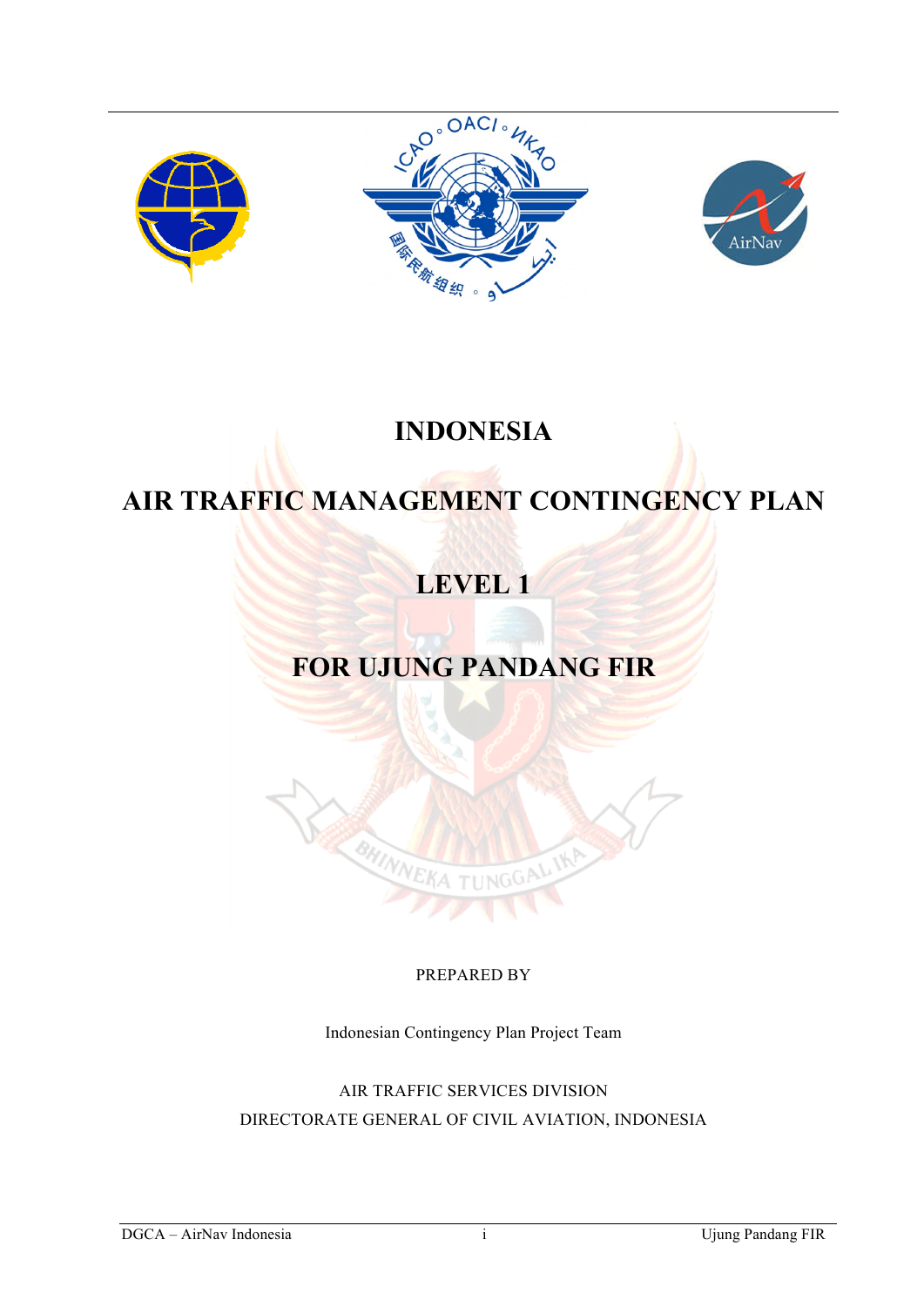# INDONESIA

# AIR TRAFFIC MANAGEMENT CONTINGENCY PLAN

# LEVEL 1

# FOR UJUNG PANDANG FIR

PREPARED BY

Indonesian Contingency Plan Project Team

AIR TRAFFIC SERVICES DIVISION
DIRECTORATE GENERAL OF CIVIL AVIATION, INDONESIA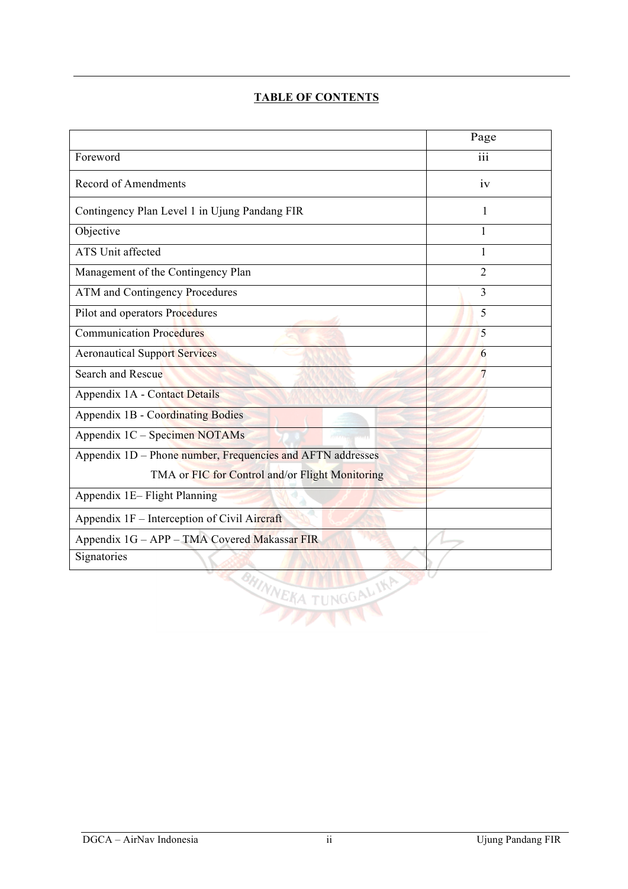## TABLE OF CONTENTS

| | Page |
|---|---|
| Foreword | iii |
| Record of Amendments | iv |
| Contingency Plan Level 1 in Ujung Pandang FIR | 1 |
| Objective | 1 |
| ATS Unit affected | 1 |
| Management of the Contingency Plan | 2 |
| ATM and Contingency Procedures | 3 |
| Pilot and operators Procedures | 5 |
| Communication Procedures | 5 |
| Aeronautical Support Services | 6 |
| Search and Rescue | 7 |
| Appendix 1A - Contact Details | |
| Appendix 1B - Coordinating Bodies | |
| Appendix 1C – Specimen NOTAMs | |
| Appendix 1D – Phone number, Frequencies and AFTN addresses TMA or FIC for Control and/or Flight Monitoring | |
| Appendix 1E– Flight Planning | |
| Appendix 1F – Interception of Civil Aircraft | |
| Appendix 1G – APP – TMA Covered Makassar FIR | |
| Signatories | |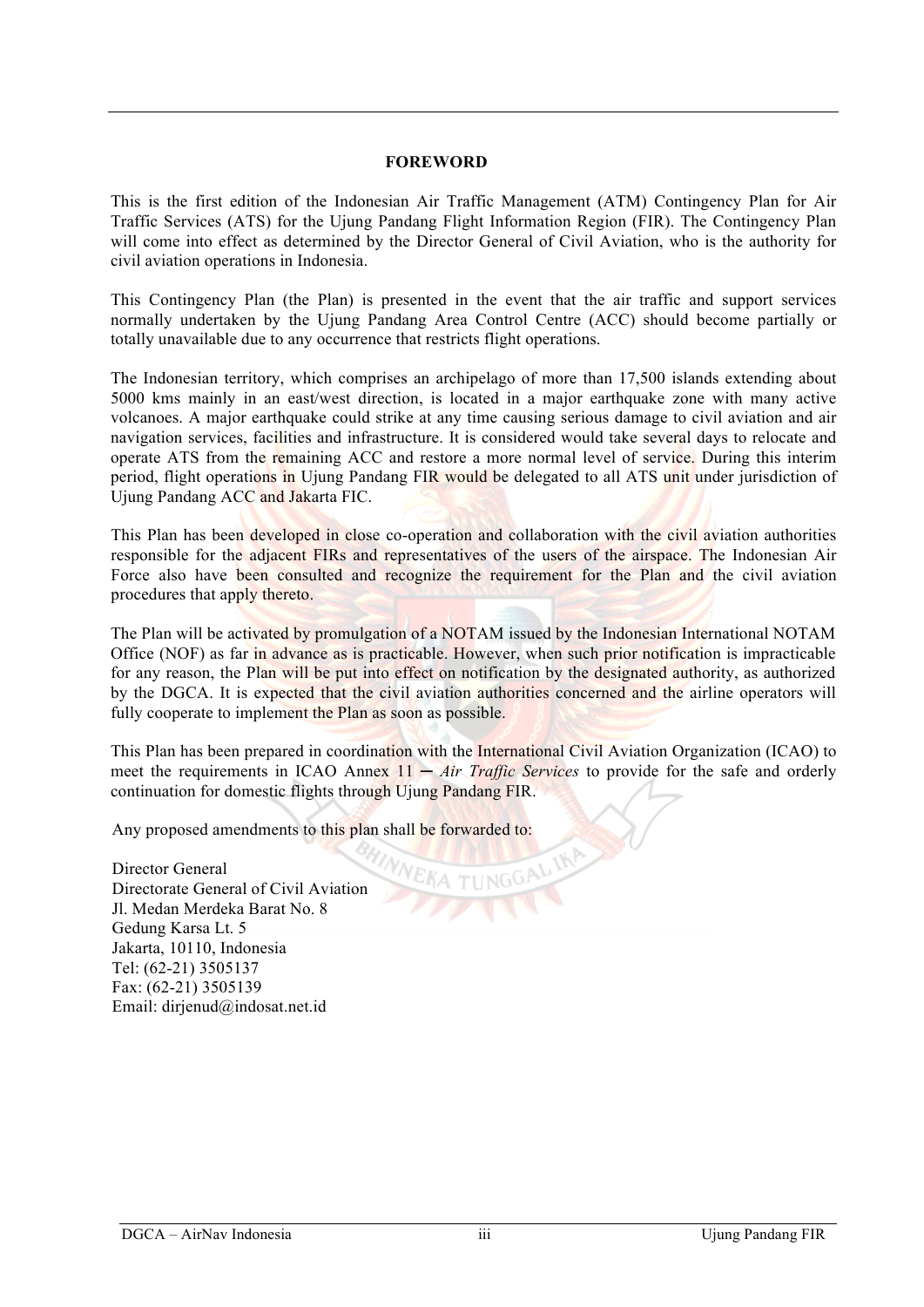## FOREWORD

This is the first edition of the Indonesian Air Traffic Management (ATM) Contingency Plan for Air Traffic Services (ATS) for the Ujung Pandang Flight Information Region (FIR). The Contingency Plan will come into effect as determined by the Director General of Civil Aviation, who is the authority for civil aviation operations in Indonesia.

This Contingency Plan (the Plan) is presented in the event that the air traffic and support services normally undertaken by the Ujung Pandang Area Control Centre (ACC) should become partially or totally unavailable due to any occurrence that restricts flight operations.

The Indonesian territory, which comprises an archipelago of more than 17,500 islands extending about 5000 kms mainly in an east/west direction, is located in a major earthquake zone with many active volcanoes. A major earthquake could strike at any time causing serious damage to civil aviation and air navigation services, facilities and infrastructure. It is considered would take several days to relocate and operate ATS from the remaining ACC and restore a more normal level of service. During this interim period, flight operations in Ujung Pandang FIR would be delegated to all ATS unit under jurisdiction of Ujung Pandang ACC and Jakarta FIC.

This Plan has been developed in close co-operation and collaboration with the civil aviation authorities responsible for the adjacent FIRs and representatives of the users of the airspace. The Indonesian Air Force also have been consulted and recognize the requirement for the Plan and the civil aviation procedures that apply thereto.

The Plan will be activated by promulgation of a NOTAM issued by the Indonesian International NOTAM Office (NOF) as far in advance as is practicable. However, when such prior notification is impracticable for any reason, the Plan will be put into effect on notification by the designated authority, as authorized by the DGCA. It is expected that the civil aviation authorities concerned and the airline operators will fully cooperate to implement the Plan as soon as possible.

This Plan has been prepared in coordination with the International Civil Aviation Organization (ICAO) to meet the requirements in ICAO Annex 11 — *Air Traffic Services* to provide for the safe and orderly continuation for domestic flights through Ujung Pandang FIR.

Any proposed amendments to this plan shall be forwarded to:

Director General
Directorate General of Civil Aviation
Jl. Medan Merdeka Barat No. 8
Gedung Karsa Lt. 5
Jakarta, 10110, Indonesia
Tel: (62-21) 3505137
Fax: (62-21) 3505139
Email: dirjenud@indosat.net.id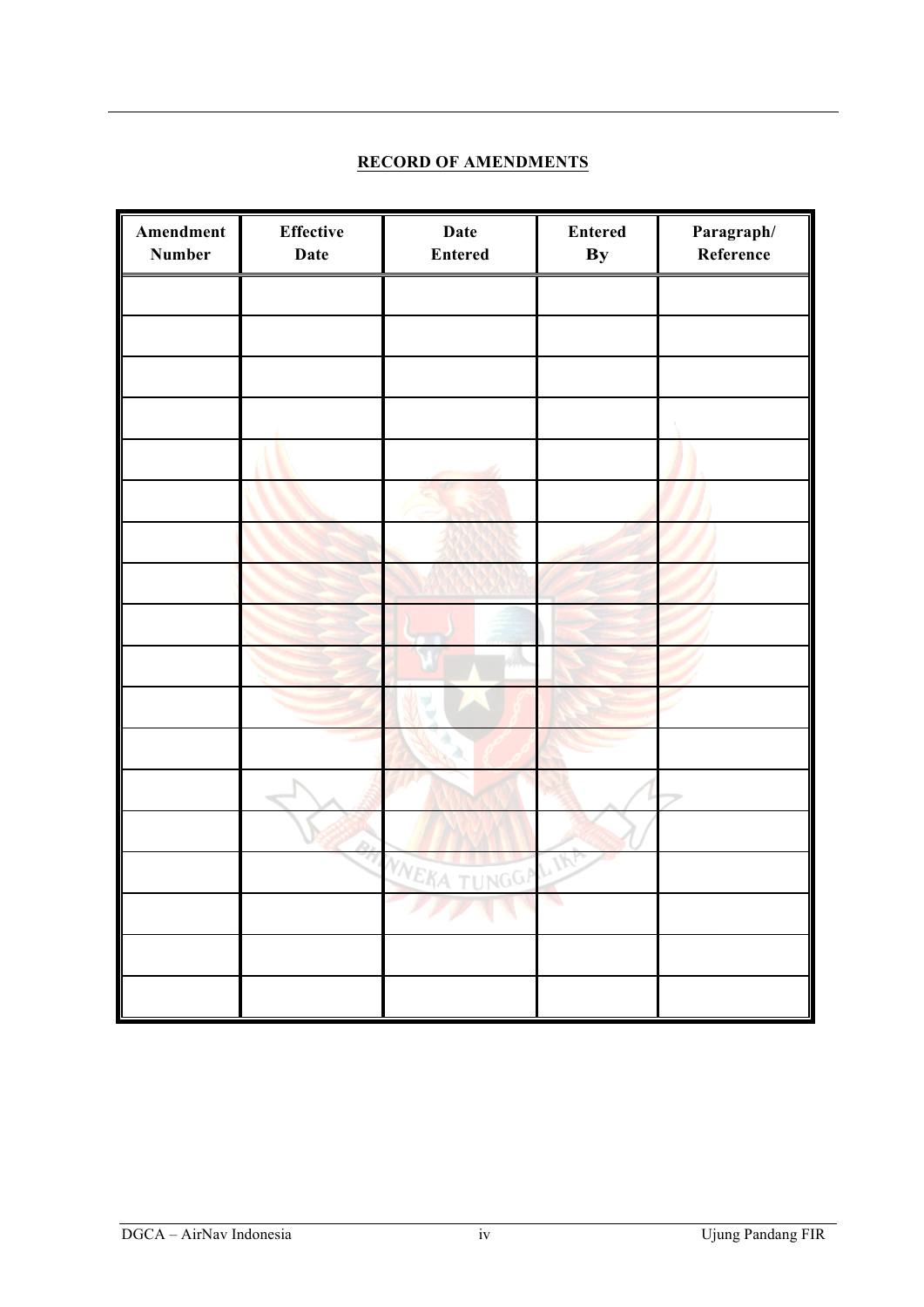## RECORD OF AMENDMENTS

| Amendment Number | Effective Date | Date Entered | Entered By | Paragraph/ Reference |
|---|---|---|---|---|
| | | | | |
| | | | | |
| | | | | |
| | | | | |
| | | | | |
| | | | | |
| | | | | |
| | | | | |
| | | | | |
| | | | | |
| | | | | |
| | | | | |
| | | | | |
| | | | | |
| | | | | |
| | | | | |
| | | | | |
| | | | | |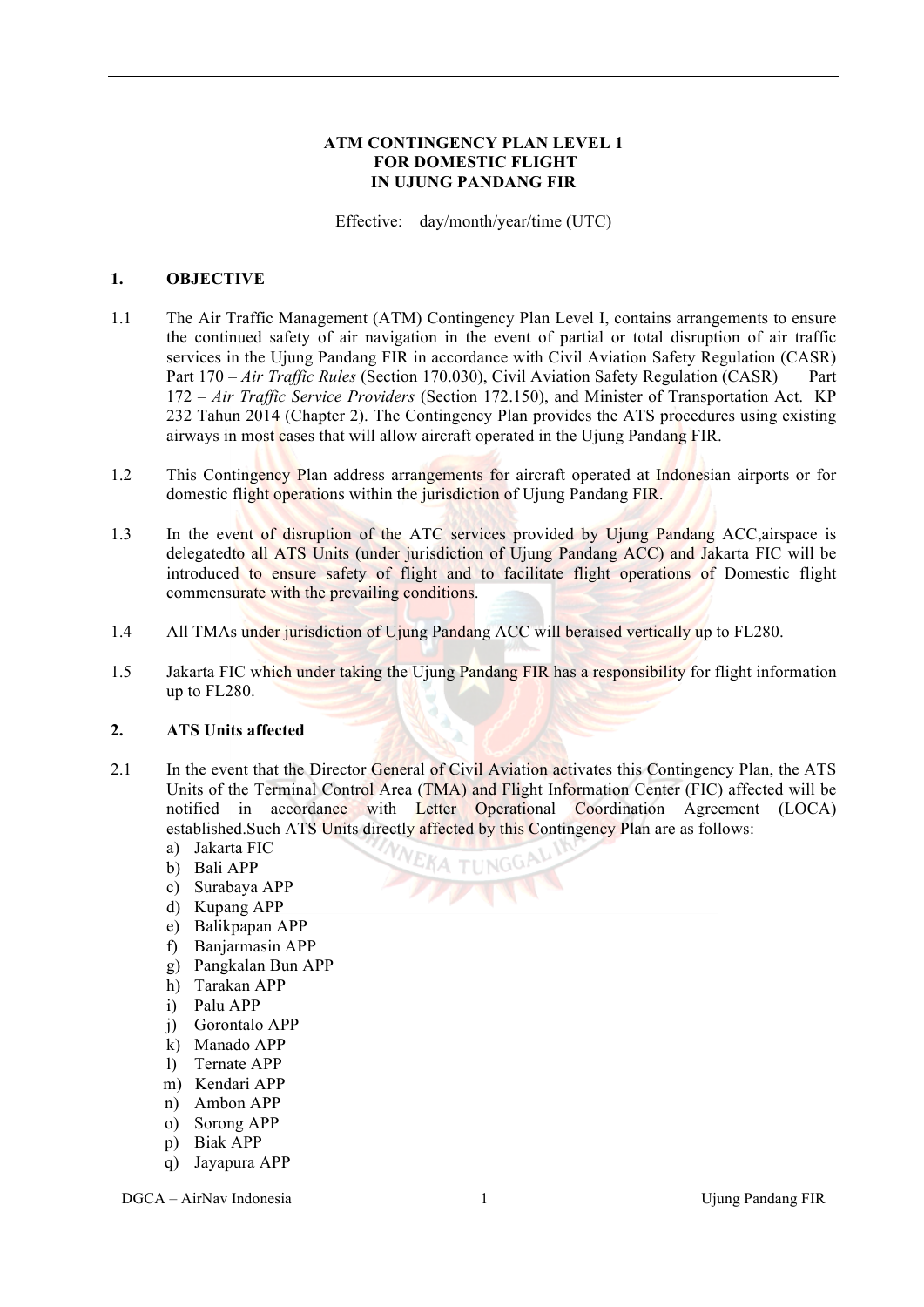**ATM CONTINGENCY PLAN LEVEL 1**
**FOR DOMESTIC FLIGHT**
**IN UJUNG PANDANG FIR**

Effective: day/month/year/time (UTC)

## 1. OBJECTIVE

1.1 The Air Traffic Management (ATM) Contingency Plan Level I, contains arrangements to ensure the continued safety of air navigation in the event of partial or total disruption of air traffic services in the Ujung Pandang FIR in accordance with Civil Aviation Safety Regulation (CASR) Part 170 – *Air Traffic Rules* (Section 170.030), Civil Aviation Safety Regulation (CASR) Part 172 – *Air Traffic Service Providers* (Section 172.150), and Minister of Transportation Act. KP 232 Tahun 2014 (Chapter 2). The Contingency Plan provides the ATS procedures using existing airways in most cases that will allow aircraft operated in the Ujung Pandang FIR.

1.2 This Contingency Plan address arrangements for aircraft operated at Indonesian airports or for domestic flight operations within the jurisdiction of Ujung Pandang FIR.

1.3 In the event of disruption of the ATC services provided by Ujung Pandang ACC,airspace is delegatedto all ATS Units (under jurisdiction of Ujung Pandang ACC) and Jakarta FIC will be introduced to ensure safety of flight and to facilitate flight operations of Domestic flight commensurate with the prevailing conditions.

1.4 All TMAs under jurisdiction of Ujung Pandang ACC will beraised vertically up to FL280.

1.5 Jakarta FIC which under taking the Ujung Pandang FIR has a responsibility for flight information up to FL280.

## 2. ATS Units affected

2.1 In the event that the Director General of Civil Aviation activates this Contingency Plan, the ATS Units of the Terminal Control Area (TMA) and Flight Information Center (FIC) affected will be notified in accordance with Letter Operational Coordination Agreement (LOCA) established.Such ATS Units directly affected by this Contingency Plan are as follows:

a) Jakarta FIC
b) Bali APP
c) Surabaya APP
d) Kupang APP
e) Balikpapan APP
f) Banjarmasin APP
g) Pangkalan Bun APP
h) Tarakan APP
i) Palu APP
j) Gorontalo APP
k) Manado APP
l) Ternate APP
m) Kendari APP
n) Ambon APP
o) Sorong APP
p) Biak APP
q) Jayapura APP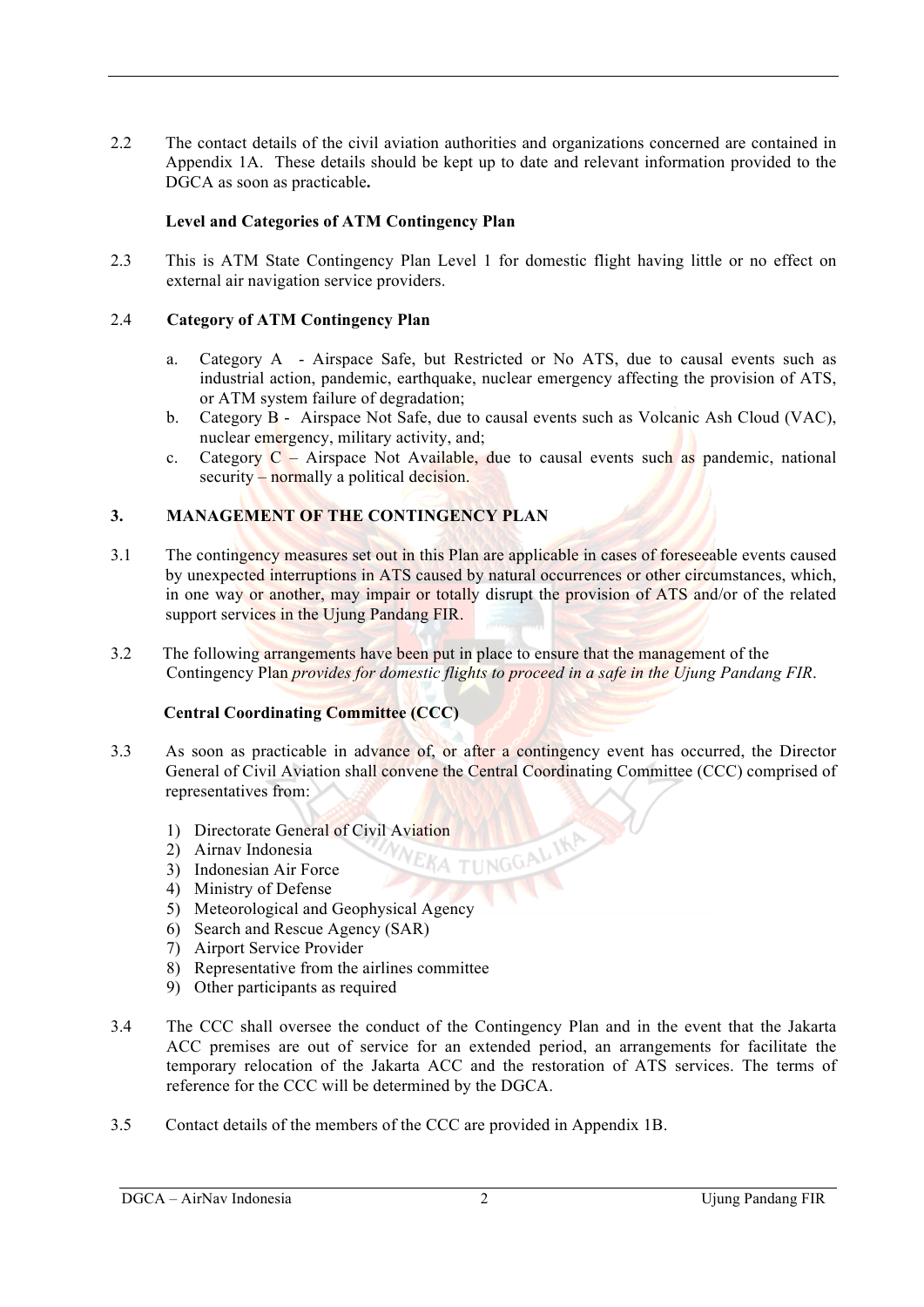2.2 The contact details of the civil aviation authorities and organizations concerned are contained in Appendix 1A. These details should be kept up to date and relevant information provided to the DGCA as soon as practicable**.**

**Level and Categories of ATM Contingency Plan**

2.3 This is ATM State Contingency Plan Level 1 for domestic flight having little or no effect on external air navigation service providers.

2.4 **Category of ATM Contingency Plan**

a. Category A - Airspace Safe, but Restricted or No ATS, due to causal events such as industrial action, pandemic, earthquake, nuclear emergency affecting the provision of ATS, or ATM system failure of degradation;
b. Category B - Airspace Not Safe, due to causal events such as Volcanic Ash Cloud (VAC), nuclear emergency, military activity, and;
c. Category C – Airspace Not Available, due to causal events such as pandemic, national security – normally a political decision.

## 3. MANAGEMENT OF THE CONTINGENCY PLAN

3.1 The contingency measures set out in this Plan are applicable in cases of foreseeable events caused by unexpected interruptions in ATS caused by natural occurrences or other circumstances, which, in one way or another, may impair or totally disrupt the provision of ATS and/or of the related support services in the Ujung Pandang FIR.

3.2 The following arrangements have been put in place to ensure that the management of the Contingency Plan *provides for domestic flights to proceed in a safe in the Ujung Pandang FIR*.

**Central Coordinating Committee (CCC)**

3.3 As soon as practicable in advance of, or after a contingency event has occurred, the Director General of Civil Aviation shall convene the Central Coordinating Committee (CCC) comprised of representatives from:

1) Directorate General of Civil Aviation
2) Airnav Indonesia
3) Indonesian Air Force
4) Ministry of Defense
5) Meteorological and Geophysical Agency
6) Search and Rescue Agency (SAR)
7) Airport Service Provider
8) Representative from the airlines committee
9) Other participants as required

3.4 The CCC shall oversee the conduct of the Contingency Plan and in the event that the Jakarta ACC premises are out of service for an extended period, an arrangements for facilitate the temporary relocation of the Jakarta ACC and the restoration of ATS services. The terms of reference for the CCC will be determined by the DGCA.

3.5 Contact details of the members of the CCC are provided in Appendix 1B.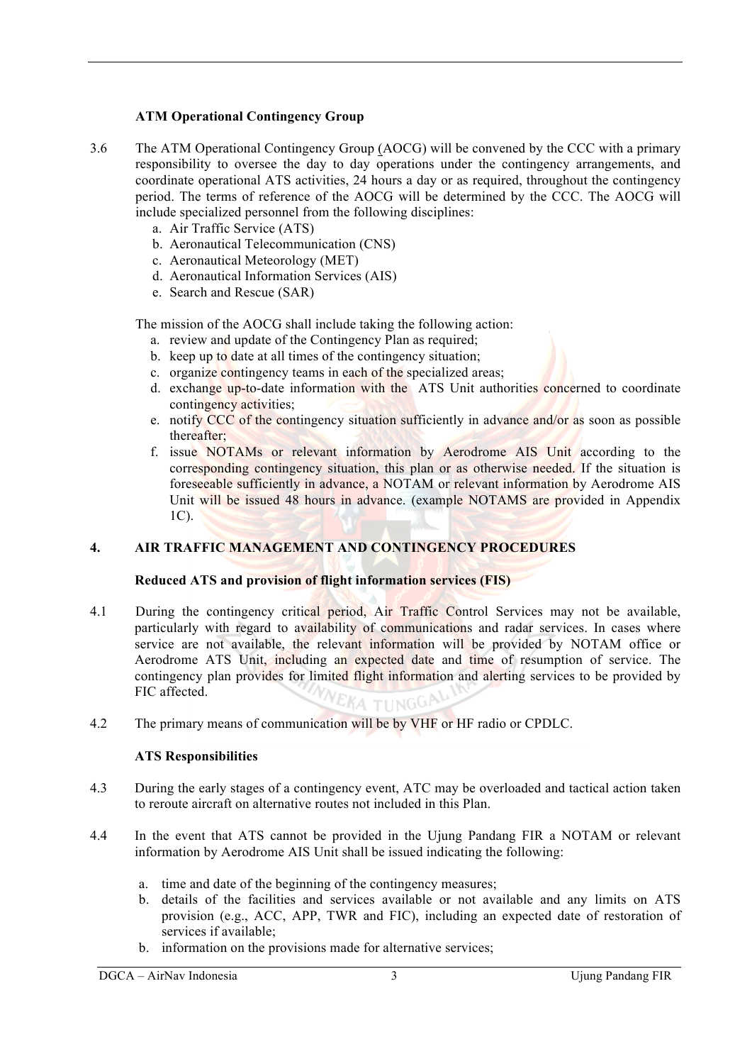**ATM Operational Contingency Group**

3.6 The ATM Operational Contingency Group (AOCG) will be convened by the CCC with a primary responsibility to oversee the day to day operations under the contingency arrangements, and coordinate operational ATS activities, 24 hours a day or as required, throughout the contingency period. The terms of reference of the AOCG will be determined by the CCC. The AOCG will include specialized personnel from the following disciplines:

a. Air Traffic Service (ATS)
b. Aeronautical Telecommunication (CNS)
c. Aeronautical Meteorology (MET)
d. Aeronautical Information Services (AIS)
e. Search and Rescue (SAR)

The mission of the AOCG shall include taking the following action:

a. review and update of the Contingency Plan as required;
b. keep up to date at all times of the contingency situation;
c. organize contingency teams in each of the specialized areas;
d. exchange up-to-date information with the ATS Unit authorities concerned to coordinate contingency activities;
e. notify CCC of the contingency situation sufficiently in advance and/or as soon as possible thereafter;
f. issue NOTAMs or relevant information by Aerodrome AIS Unit according to the corresponding contingency situation, this plan or as otherwise needed. If the situation is foreseeable sufficiently in advance, a NOTAM or relevant information by Aerodrome AIS Unit will be issued 48 hours in advance. (example NOTAMS are provided in Appendix 1C).

## 4. AIR TRAFFIC MANAGEMENT AND CONTINGENCY PROCEDURES

**Reduced ATS and provision of flight information services (FIS)**

4.1 During the contingency critical period, Air Traffic Control Services may not be available, particularly with regard to availability of communications and radar services. In cases where service are not available, the relevant information will be provided by NOTAM office or Aerodrome ATS Unit, including an expected date and time of resumption of service. The contingency plan provides for limited flight information and alerting services to be provided by FIC affected.

4.2 The primary means of communication will be by VHF or HF radio or CPDLC.

**ATS Responsibilities**

4.3 During the early stages of a contingency event, ATC may be overloaded and tactical action taken to reroute aircraft on alternative routes not included in this Plan.

4.4 In the event that ATS cannot be provided in the Ujung Pandang FIR a NOTAM or relevant information by Aerodrome AIS Unit shall be issued indicating the following:

a. time and date of the beginning of the contingency measures;
b. details of the facilities and services available or not available and any limits on ATS provision (e.g., ACC, APP, TWR and FIC), including an expected date of restoration of services if available;
b. information on the provisions made for alternative services;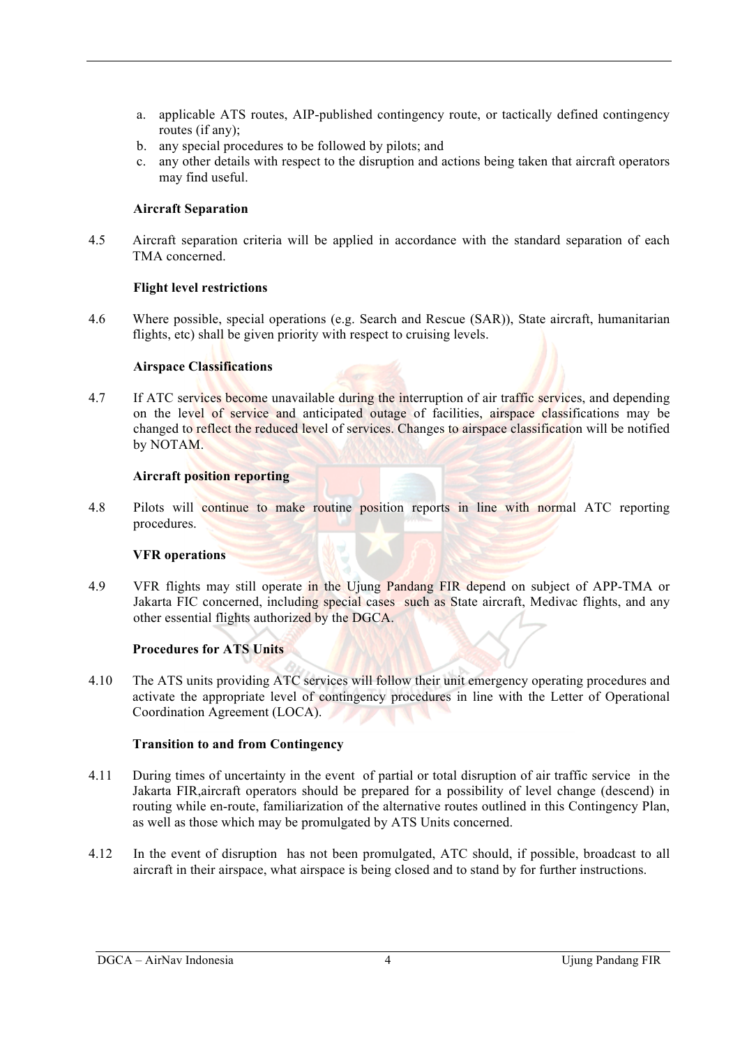a. applicable ATS routes, AIP-published contingency route, or tactically defined contingency routes (if any);
b. any special procedures to be followed by pilots; and
c. any other details with respect to the disruption and actions being taken that aircraft operators may find useful.

**Aircraft Separation**

4.5 Aircraft separation criteria will be applied in accordance with the standard separation of each TMA concerned.

**Flight level restrictions**

4.6 Where possible, special operations (e.g. Search and Rescue (SAR)), State aircraft, humanitarian flights, etc) shall be given priority with respect to cruising levels.

**Airspace Classifications**

4.7 If ATC services become unavailable during the interruption of air traffic services, and depending on the level of service and anticipated outage of facilities, airspace classifications may be changed to reflect the reduced level of services. Changes to airspace classification will be notified by NOTAM.

**Aircraft position reporting**

4.8 Pilots will continue to make routine position reports in line with normal ATC reporting procedures.

**VFR operations**

4.9 VFR flights may still operate in the Ujung Pandang FIR depend on subject of APP-TMA or Jakarta FIC concerned, including special cases such as State aircraft, Medivac flights, and any other essential flights authorized by the DGCA.

**Procedures for ATS Units**

4.10 The ATS units providing ATC services will follow their unit emergency operating procedures and activate the appropriate level of contingency procedures in line with the Letter of Operational Coordination Agreement (LOCA).

**Transition to and from Contingency**

4.11 During times of uncertainty in the event of partial or total disruption of air traffic service in the Jakarta FIR,aircraft operators should be prepared for a possibility of level change (descend) in routing while en-route, familiarization of the alternative routes outlined in this Contingency Plan, as well as those which may be promulgated by ATS Units concerned.

4.12 In the event of disruption has not been promulgated, ATC should, if possible, broadcast to all aircraft in their airspace, what airspace is being closed and to stand by for further instructions.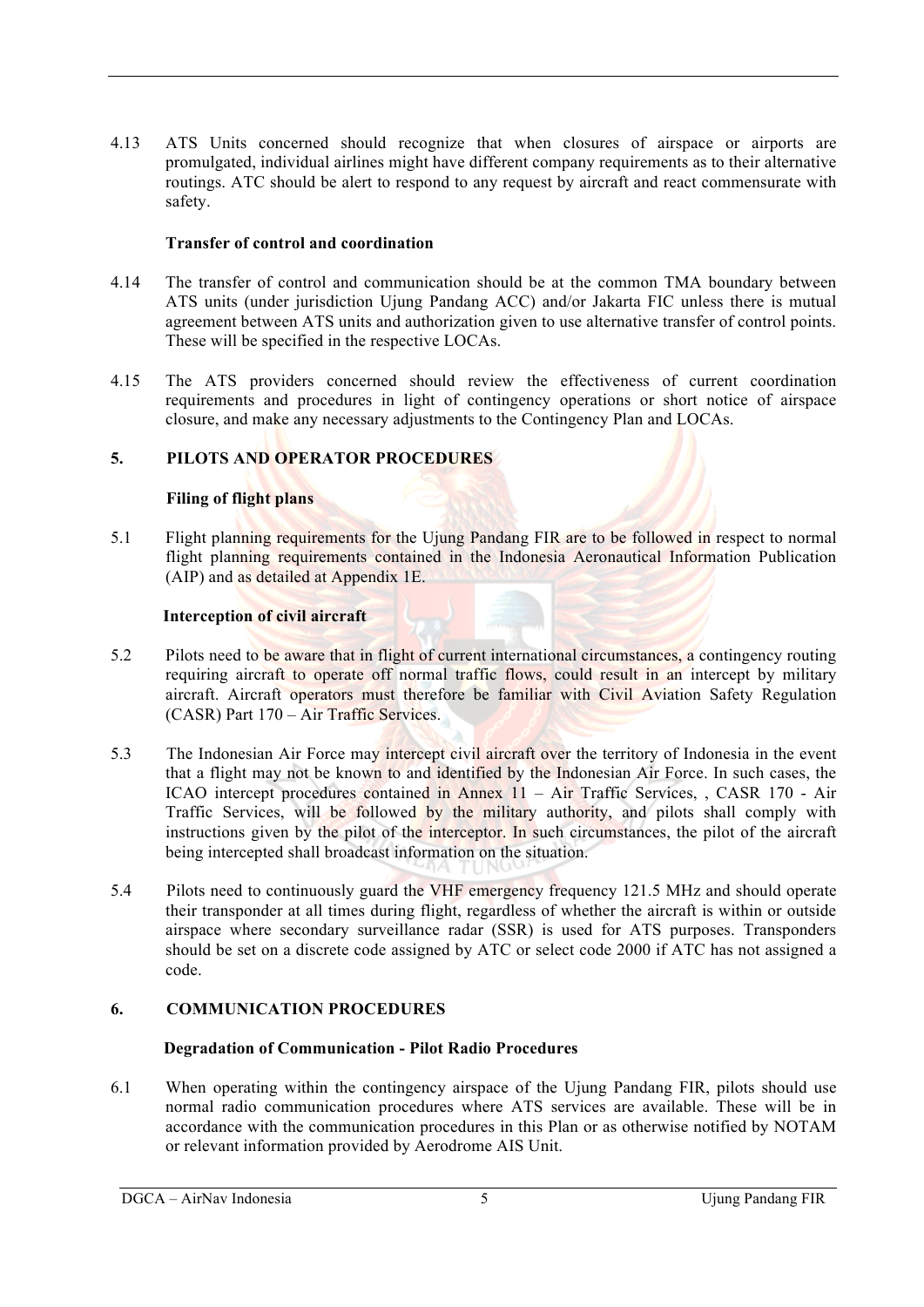4.13 ATS Units concerned should recognize that when closures of airspace or airports are promulgated, individual airlines might have different company requirements as to their alternative routings. ATC should be alert to respond to any request by aircraft and react commensurate with safety.

**Transfer of control and coordination**

4.14 The transfer of control and communication should be at the common TMA boundary between ATS units (under jurisdiction Ujung Pandang ACC) and/or Jakarta FIC unless there is mutual agreement between ATS units and authorization given to use alternative transfer of control points. These will be specified in the respective LOCAs.

4.15 The ATS providers concerned should review the effectiveness of current coordination requirements and procedures in light of contingency operations or short notice of airspace closure, and make any necessary adjustments to the Contingency Plan and LOCAs.

## 5. PILOTS AND OPERATOR PROCEDURES

**Filing of flight plans**

5.1 Flight planning requirements for the Ujung Pandang FIR are to be followed in respect to normal flight planning requirements contained in the Indonesia Aeronautical Information Publication (AIP) and as detailed at Appendix 1E.

**Interception of civil aircraft**

5.2 Pilots need to be aware that in flight of current international circumstances, a contingency routing requiring aircraft to operate off normal traffic flows, could result in an intercept by military aircraft. Aircraft operators must therefore be familiar with Civil Aviation Safety Regulation (CASR) Part 170 – Air Traffic Services.

5.3 The Indonesian Air Force may intercept civil aircraft over the territory of Indonesia in the event that a flight may not be known to and identified by the Indonesian Air Force. In such cases, the ICAO intercept procedures contained in Annex 11 – Air Traffic Services, , CASR 170 - Air Traffic Services, will be followed by the military authority, and pilots shall comply with instructions given by the pilot of the interceptor. In such circumstances, the pilot of the aircraft being intercepted shall broadcast information on the situation.

5.4 Pilots need to continuously guard the VHF emergency frequency 121.5 MHz and should operate their transponder at all times during flight, regardless of whether the aircraft is within or outside airspace where secondary surveillance radar (SSR) is used for ATS purposes. Transponders should be set on a discrete code assigned by ATC or select code 2000 if ATC has not assigned a code.

## 6. COMMUNICATION PROCEDURES

**Degradation of Communication - Pilot Radio Procedures**

6.1 When operating within the contingency airspace of the Ujung Pandang FIR, pilots should use normal radio communication procedures where ATS services are available. These will be in accordance with the communication procedures in this Plan or as otherwise notified by NOTAM or relevant information provided by Aerodrome AIS Unit.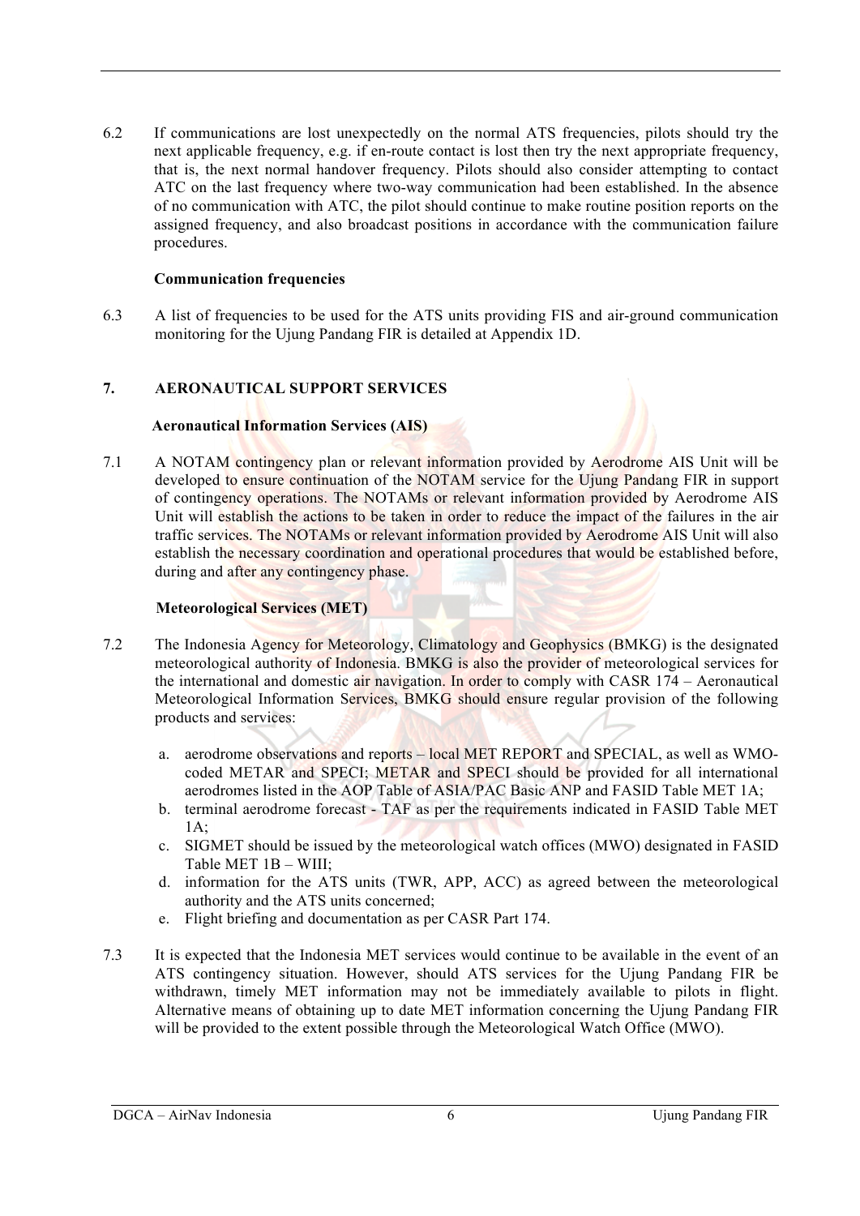6.2 If communications are lost unexpectedly on the normal ATS frequencies, pilots should try the next applicable frequency, e.g. if en-route contact is lost then try the next appropriate frequency, that is, the next normal handover frequency. Pilots should also consider attempting to contact ATC on the last frequency where two-way communication had been established. In the absence of no communication with ATC, the pilot should continue to make routine position reports on the assigned frequency, and also broadcast positions in accordance with the communication failure procedures.

**Communication frequencies**

6.3 A list of frequencies to be used for the ATS units providing FIS and air-ground communication monitoring for the Ujung Pandang FIR is detailed at Appendix 1D.

## 7. AERONAUTICAL SUPPORT SERVICES

**Aeronautical Information Services (AIS)**

7.1 A NOTAM contingency plan or relevant information provided by Aerodrome AIS Unit will be developed to ensure continuation of the NOTAM service for the Ujung Pandang FIR in support of contingency operations. The NOTAMs or relevant information provided by Aerodrome AIS Unit will establish the actions to be taken in order to reduce the impact of the failures in the air traffic services. The NOTAMs or relevant information provided by Aerodrome AIS Unit will also establish the necessary coordination and operational procedures that would be established before, during and after any contingency phase.

**Meteorological Services (MET)**

7.2 The Indonesia Agency for Meteorology, Climatology and Geophysics (BMKG) is the designated meteorological authority of Indonesia. BMKG is also the provider of meteorological services for the international and domestic air navigation. In order to comply with CASR 174 – Aeronautical Meteorological Information Services, BMKG should ensure regular provision of the following products and services:

a. aerodrome observations and reports – local MET REPORT and SPECIAL, as well as WMO-coded METAR and SPECI; METAR and SPECI should be provided for all international aerodromes listed in the AOP Table of ASIA/PAC Basic ANP and FASID Table MET 1A;
b. terminal aerodrome forecast - TAF as per the requirements indicated in FASID Table MET 1A;
c. SIGMET should be issued by the meteorological watch offices (MWO) designated in FASID Table MET 1B – WIII;
d. information for the ATS units (TWR, APP, ACC) as agreed between the meteorological authority and the ATS units concerned;
e. Flight briefing and documentation as per CASR Part 174.

7.3 It is expected that the Indonesia MET services would continue to be available in the event of an ATS contingency situation. However, should ATS services for the Ujung Pandang FIR be withdrawn, timely MET information may not be immediately available to pilots in flight. Alternative means of obtaining up to date MET information concerning the Ujung Pandang FIR will be provided to the extent possible through the Meteorological Watch Office (MWO).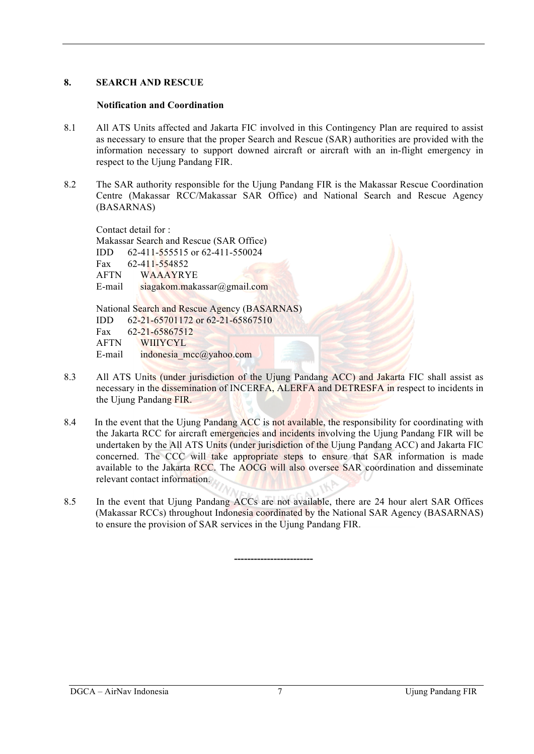## 8. SEARCH AND RESCUE

**Notification and Coordination**

8.1 All ATS Units affected and Jakarta FIC involved in this Contingency Plan are required to assist as necessary to ensure that the proper Search and Rescue (SAR) authorities are provided with the information necessary to support downed aircraft or aircraft with an in-flight emergency in respect to the Ujung Pandang FIR.

8.2 The SAR authority responsible for the Ujung Pandang FIR is the Makassar Rescue Coordination Centre (Makassar RCC/Makassar SAR Office) and National Search and Rescue Agency (BASARNAS)

Contact detail for :
Makassar Search and Rescue (SAR Office)
IDD 62-411-555515 or 62-411-550024
Fax 62-411-554852
AFTN WAAAYRYE
E-mail siagakom.makassar@gmail.com

National Search and Rescue Agency (BASARNAS)
IDD 62-21-65701172 or 62-21-65867510
Fax 62-21-65867512
AFTN WIIIYCYL
E-mail indonesia_mcc@yahoo.com

8.3 All ATS Units (under jurisdiction of the Ujung Pandang ACC) and Jakarta FIC shall assist as necessary in the dissemination of INCERFA, ALERFA and DETRESFA in respect to incidents in the Ujung Pandang FIR.

8.4 In the event that the Ujung Pandang ACC is not available, the responsibility for coordinating with the Jakarta RCC for aircraft emergencies and incidents involving the Ujung Pandang FIR will be undertaken by the All ATS Units (under jurisdiction of the Ujung Pandang ACC) and Jakarta FIC concerned. The CCC will take appropriate steps to ensure that SAR information is made available to the Jakarta RCC. The AOCG will also oversee SAR coordination and disseminate relevant contact information.

8.5 In the event that Ujung Pandang ACCs are not available, there are 24 hour alert SAR Offices (Makassar RCCs) throughout Indonesia coordinated by the National SAR Agency (BASARNAS) to ensure the provision of SAR services in the Ujung Pandang FIR.

-----------------------